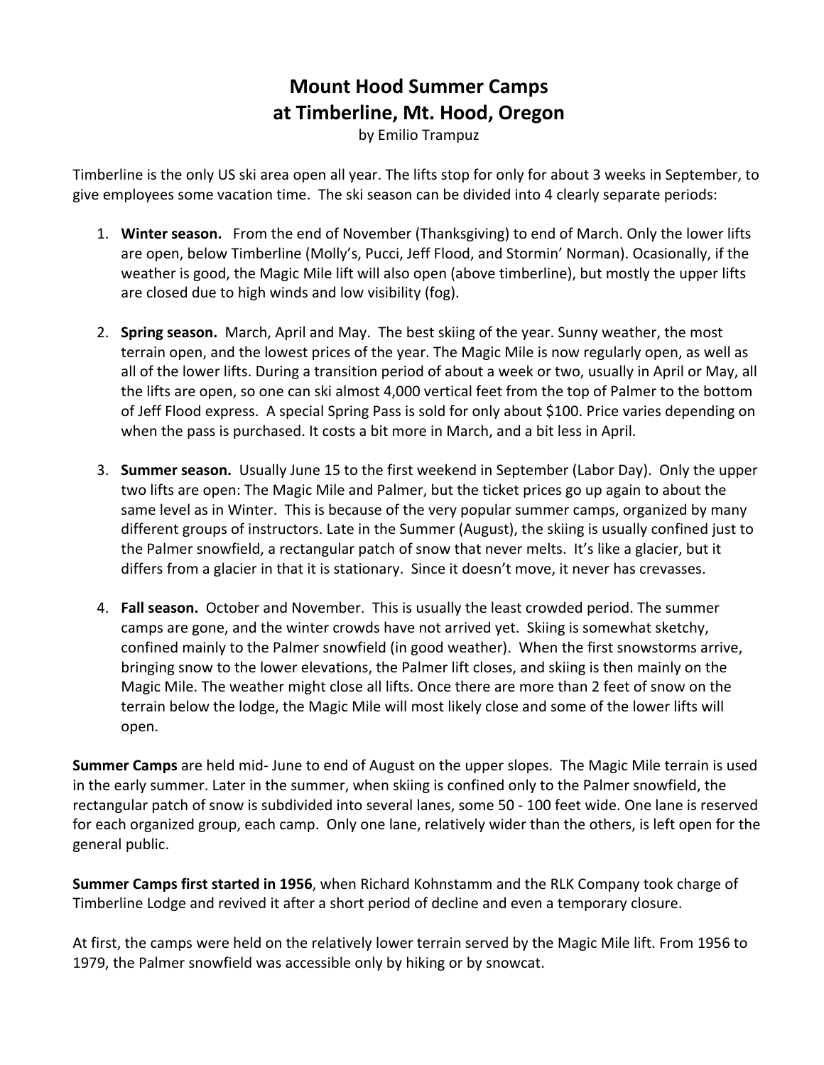# Mount Hood Summer Camps
# at Timberline, Mt. Hood, Oregon

by Emilio Trampuz

Timberline is the only US ski area open all year. The lifts stop for only for about 3 weeks in September, to give employees some vacation time. The ski season can be divided into 4 clearly separate periods:

1. **Winter season.** From the end of November (Thanksgiving) to end of March. Only the lower lifts are open, below Timberline (Molly's, Pucci, Jeff Flood, and Stormin' Norman). Ocasionally, if the weather is good, the Magic Mile lift will also open (above timberline), but mostly the upper lifts are closed due to high winds and low visibility (fog).

2. **Spring season.** March, April and May. The best skiing of the year. Sunny weather, the most terrain open, and the lowest prices of the year. The Magic Mile is now regularly open, as well as all of the lower lifts. During a transition period of about a week or two, usually in April or May, all the lifts are open, so one can ski almost 4,000 vertical feet from the top of Palmer to the bottom of Jeff Flood express. A special Spring Pass is sold for only about $100. Price varies depending on when the pass is purchased. It costs a bit more in March, and a bit less in April.

3. **Summer season.** Usually June 15 to the first weekend in September (Labor Day). Only the upper two lifts are open: The Magic Mile and Palmer, but the ticket prices go up again to about the same level as in Winter. This is because of the very popular summer camps, organized by many different groups of instructors. Late in the Summer (August), the skiing is usually confined just to the Palmer snowfield, a rectangular patch of snow that never melts. It's like a glacier, but it differs from a glacier in that it is stationary. Since it doesn't move, it never has crevasses.

4. **Fall season.** October and November. This is usually the least crowded period. The summer camps are gone, and the winter crowds have not arrived yet. Skiing is somewhat sketchy, confined mainly to the Palmer snowfield (in good weather). When the first snowstorms arrive, bringing snow to the lower elevations, the Palmer lift closes, and skiing is then mainly on the Magic Mile. The weather might close all lifts. Once there are more than 2 feet of snow on the terrain below the lodge, the Magic Mile will most likely close and some of the lower lifts will open.

**Summer Camps** are held mid- June to end of August on the upper slopes. The Magic Mile terrain is used in the early summer. Later in the summer, when skiing is confined only to the Palmer snowfield, the rectangular patch of snow is subdivided into several lanes, some 50 - 100 feet wide. One lane is reserved for each organized group, each camp. Only one lane, relatively wider than the others, is left open for the general public.

**Summer Camps first started in 1956**, when Richard Kohnstamm and the RLK Company took charge of Timberline Lodge and revived it after a short period of decline and even a temporary closure.

At first, the camps were held on the relatively lower terrain served by the Magic Mile lift. From 1956 to 1979, the Palmer snowfield was accessible only by hiking or by snowcat.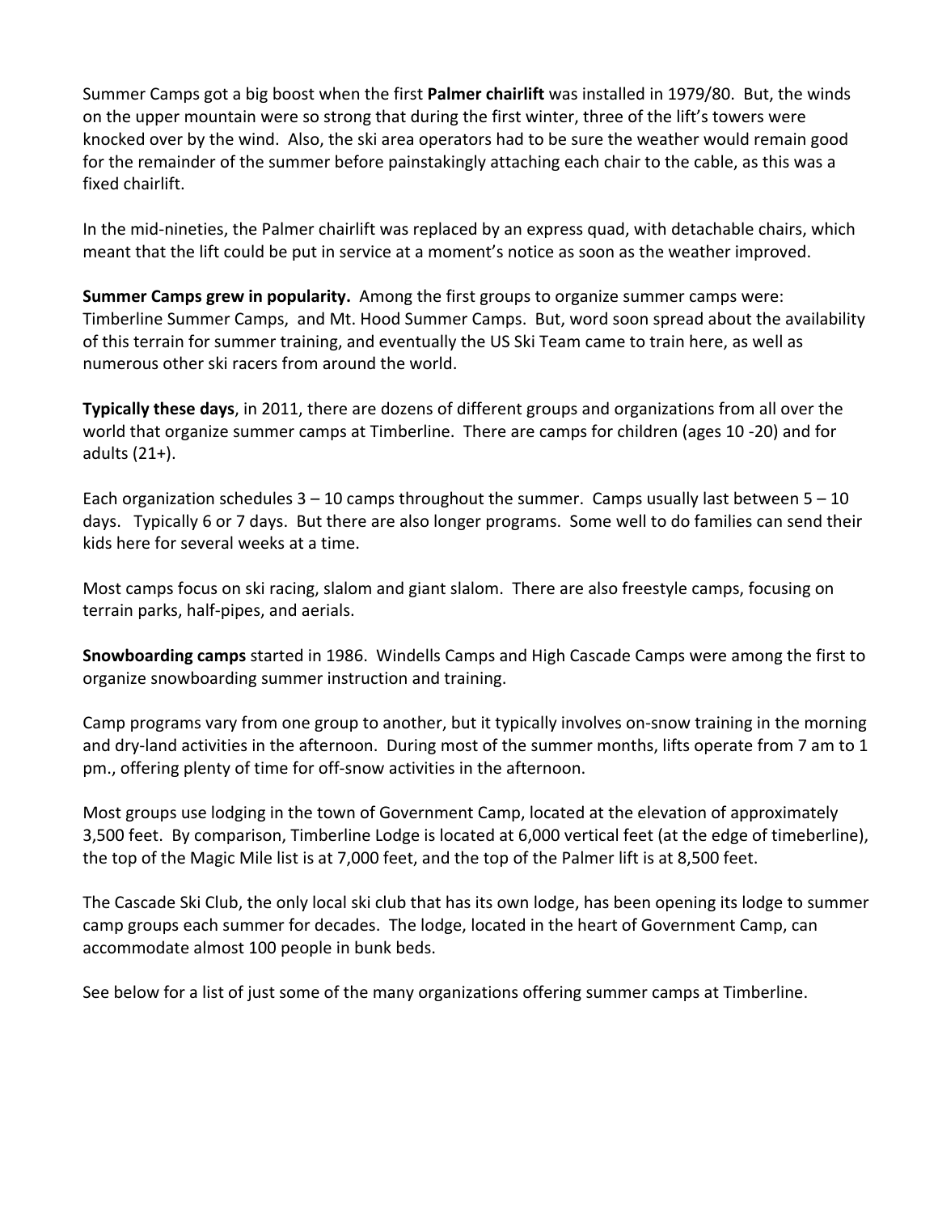Summer Camps got a big boost when the first **Palmer chairlift** was installed in 1979/80. But, the winds on the upper mountain were so strong that during the first winter, three of the lift's towers were knocked over by the wind. Also, the ski area operators had to be sure the weather would remain good for the remainder of the summer before painstakingly attaching each chair to the cable, as this was a fixed chairlift.

In the mid-nineties, the Palmer chairlift was replaced by an express quad, with detachable chairs, which meant that the lift could be put in service at a moment's notice as soon as the weather improved.

**Summer Camps grew in popularity.** Among the first groups to organize summer camps were: Timberline Summer Camps, and Mt. Hood Summer Camps. But, word soon spread about the availability of this terrain for summer training, and eventually the US Ski Team came to train here, as well as numerous other ski racers from around the world.

**Typically these days**, in 2011, there are dozens of different groups and organizations from all over the world that organize summer camps at Timberline. There are camps for children (ages 10 -20) and for adults (21+).

Each organization schedules 3 – 10 camps throughout the summer. Camps usually last between 5 – 10 days. Typically 6 or 7 days. But there are also longer programs. Some well to do families can send their kids here for several weeks at a time.

Most camps focus on ski racing, slalom and giant slalom. There are also freestyle camps, focusing on terrain parks, half-pipes, and aerials.

**Snowboarding camps** started in 1986. Windells Camps and High Cascade Camps were among the first to organize snowboarding summer instruction and training.

Camp programs vary from one group to another, but it typically involves on-snow training in the morning and dry-land activities in the afternoon. During most of the summer months, lifts operate from 7 am to 1 pm., offering plenty of time for off-snow activities in the afternoon.

Most groups use lodging in the town of Government Camp, located at the elevation of approximately 3,500 feet. By comparison, Timberline Lodge is located at 6,000 vertical feet (at the edge of timeberline), the top of the Magic Mile list is at 7,000 feet, and the top of the Palmer lift is at 8,500 feet.

The Cascade Ski Club, the only local ski club that has its own lodge, has been opening its lodge to summer camp groups each summer for decades. The lodge, located in the heart of Government Camp, can accommodate almost 100 people in bunk beds.

See below for a list of just some of the many organizations offering summer camps at Timberline.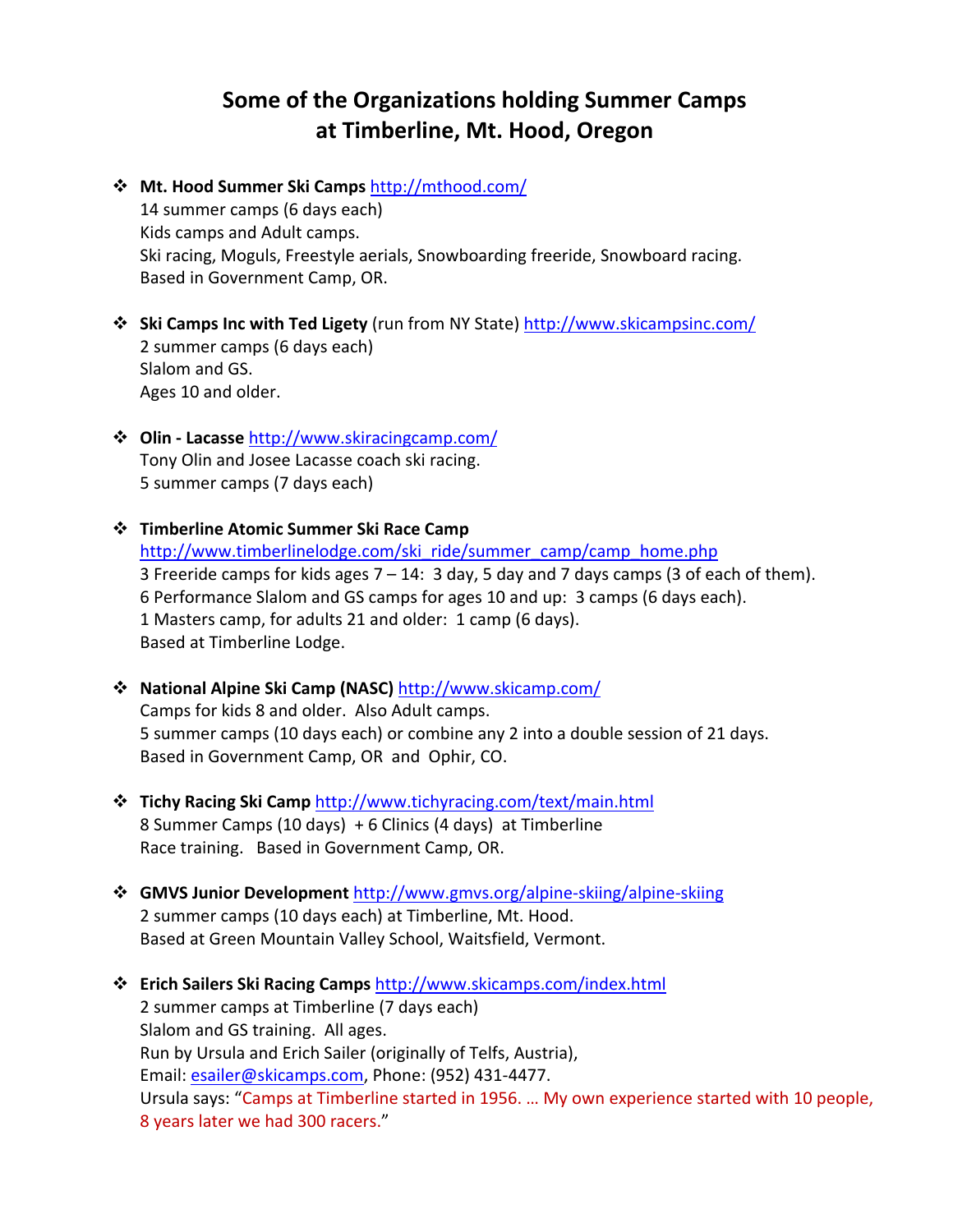# Some of the Organizations holding Summer Camps at Timberline, Mt. Hood, Oregon

- **Mt. Hood Summer Ski Camps** http://mthood.com/
  14 summer camps (6 days each)
  Kids camps and Adult camps.
  Ski racing, Moguls, Freestyle aerials, Snowboarding freeride, Snowboard racing.
  Based in Government Camp, OR.

- **Ski Camps Inc with Ted Ligety** (run from NY State) http://www.skicampsinc.com/
  2 summer camps (6 days each)
  Slalom and GS.
  Ages 10 and older.

- **Olin - Lacasse** http://www.skiracingcamp.com/
  Tony Olin and Josee Lacasse coach ski racing.
  5 summer camps (7 days each)

- **Timberline Atomic Summer Ski Race Camp**
  http://www.timberlinelodge.com/ski_ride/summer_camp/camp_home.php
  3 Freeride camps for kids ages 7 – 14: 3 day, 5 day and 7 days camps (3 of each of them).
  6 Performance Slalom and GS camps for ages 10 and up: 3 camps (6 days each).
  1 Masters camp, for adults 21 and older: 1 camp (6 days).
  Based at Timberline Lodge.

- **National Alpine Ski Camp (NASC)** http://www.skicamp.com/
  Camps for kids 8 and older. Also Adult camps.
  5 summer camps (10 days each) or combine any 2 into a double session of 21 days.
  Based in Government Camp, OR and Ophir, CO.

- **Tichy Racing Ski Camp** http://www.tichyracing.com/text/main.html
  8 Summer Camps (10 days) + 6 Clinics (4 days) at Timberline
  Race training. Based in Government Camp, OR.

- **GMVS Junior Development** http://www.gmvs.org/alpine-skiing/alpine-skiing
  2 summer camps (10 days each) at Timberline, Mt. Hood.
  Based at Green Mountain Valley School, Waitsfield, Vermont.

- **Erich Sailers Ski Racing Camps** http://www.skicamps.com/index.html
  2 summer camps at Timberline (7 days each)
  Slalom and GS training. All ages.
  Run by Ursula and Erich Sailer (originally of Telfs, Austria),
  Email: esailer@skicamps.com, Phone: (952) 431-4477.
  Ursula says: "Camps at Timberline started in 1956. … My own experience started with 10 people, 8 years later we had 300 racers."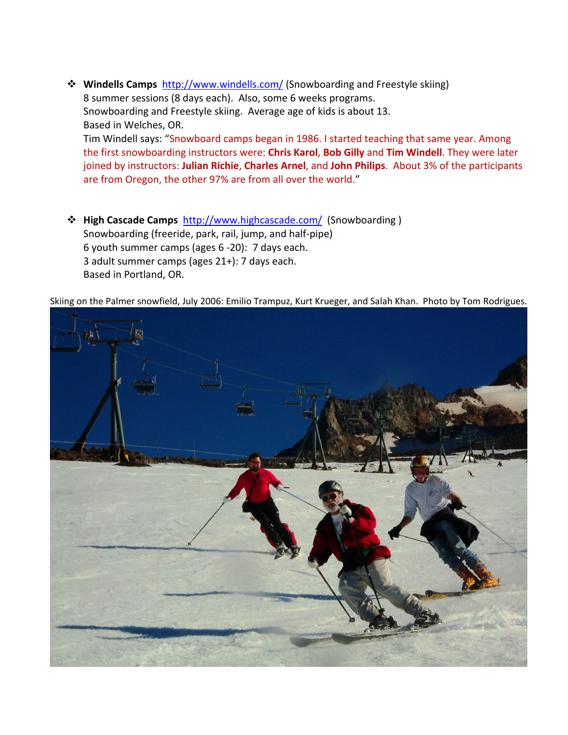- **Windells Camps** [http://www.windells.com/](http://www.windells.com/) (Snowboarding and Freestyle skiing)
  8 summer sessions (8 days each). Also, some 6 weeks programs.
  Snowboarding and Freestyle skiing. Average age of kids is about 13.
  Based in Welches, OR.
  Tim Windell says: "Snowboard camps began in 1986. I started teaching that same year. Among the first snowboarding instructors were: **Chris Karol**, **Bob Gilly** and **Tim Windell**. They were later joined by instructors: **Julian Richie**, **Charles Arnel**, and **John Philips**. About 3% of the participants are from Oregon, the other 97% are from all over the world."

- **High Cascade Camps** [http://www.highcascade.com/](http://www.highcascade.com/) (Snowboarding )
  Snowboarding (freeride, park, rail, jump, and half-pipe)
  6 youth summer camps (ages 6 -20): 7 days each.
  3 adult summer camps (ages 21+): 7 days each.
  Based in Portland, OR.

Skiing on the Palmer snowfield, July 2006: Emilio Trampuz, Kurt Krueger, and Salah Khan. Photo by Tom Rodrigues.